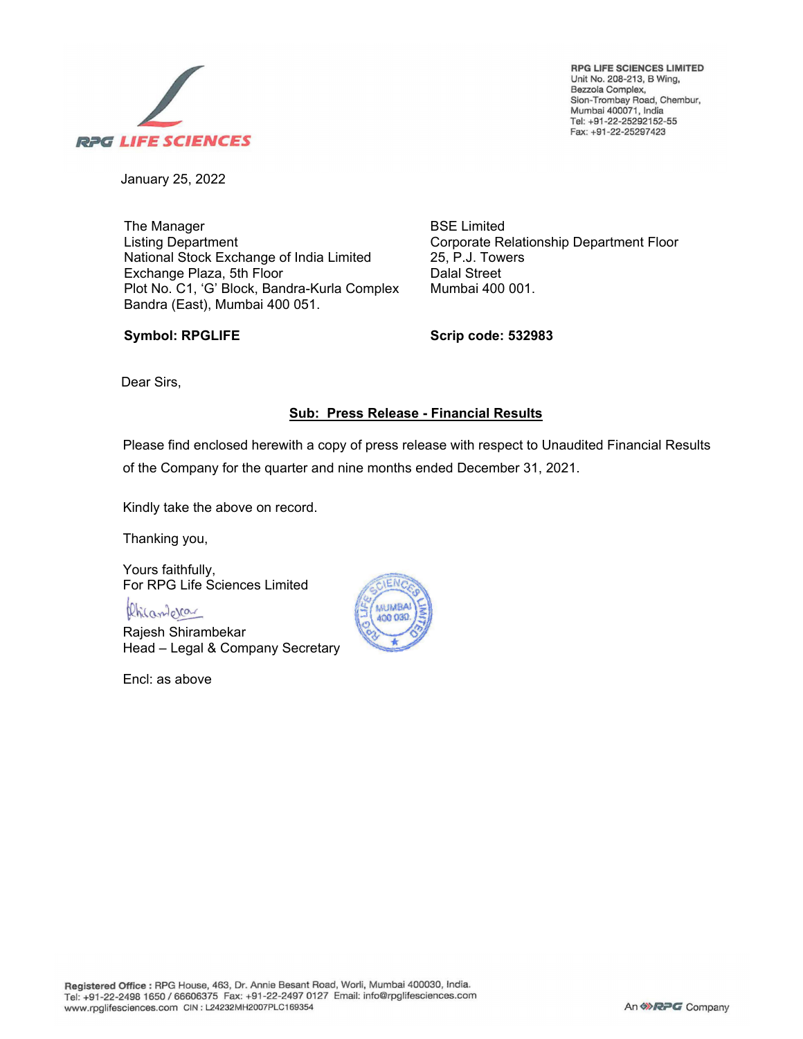RPG LIFE SCIENCES

**RPG LIFE SCIENCES LIMITED**
Unit No. 208-213, B Wing,
Bezzola Complex,
Sion-Trombay Road, Chembur,
Mumbai 400071, India
Tel: +91-22-25292152-55
Fax: +91-22-25297423

January 25, 2022

The Manager
Listing Department
National Stock Exchange of India Limited
Exchange Plaza, 5th Floor
Plot No. C1, 'G' Block, Bandra-Kurla Complex
Bandra (East), Mumbai 400 051.

**Symbol: RPGLIFE**

BSE Limited
Corporate Relationship Department Floor
25, P.J. Towers
Dalal Street
Mumbai 400 001.

**Scrip code: 532983**

Dear Sirs,

**Sub: Press Release - Financial Results**

Please find enclosed herewith a copy of press release with respect to Unaudited Financial Results of the Company for the quarter and nine months ended December 31, 2021.

Kindly take the above on record.

Thanking you,

Yours faithfully,
For RPG Life Sciences Limited

Rajesh Shirambekar
Head – Legal & Company Secretary

Encl: as above

**Registered Office :** RPG House, 463, Dr. Annie Besant Road, Worli, Mumbai 400030, India.
Tel: +91-22-2498 1650 / 66606375 Fax: +91-22-2497 0127 Email: info@rpglifesciences.com
www.rpglifesciences.com CIN : L24232MH2007PLC169354

An RPG Company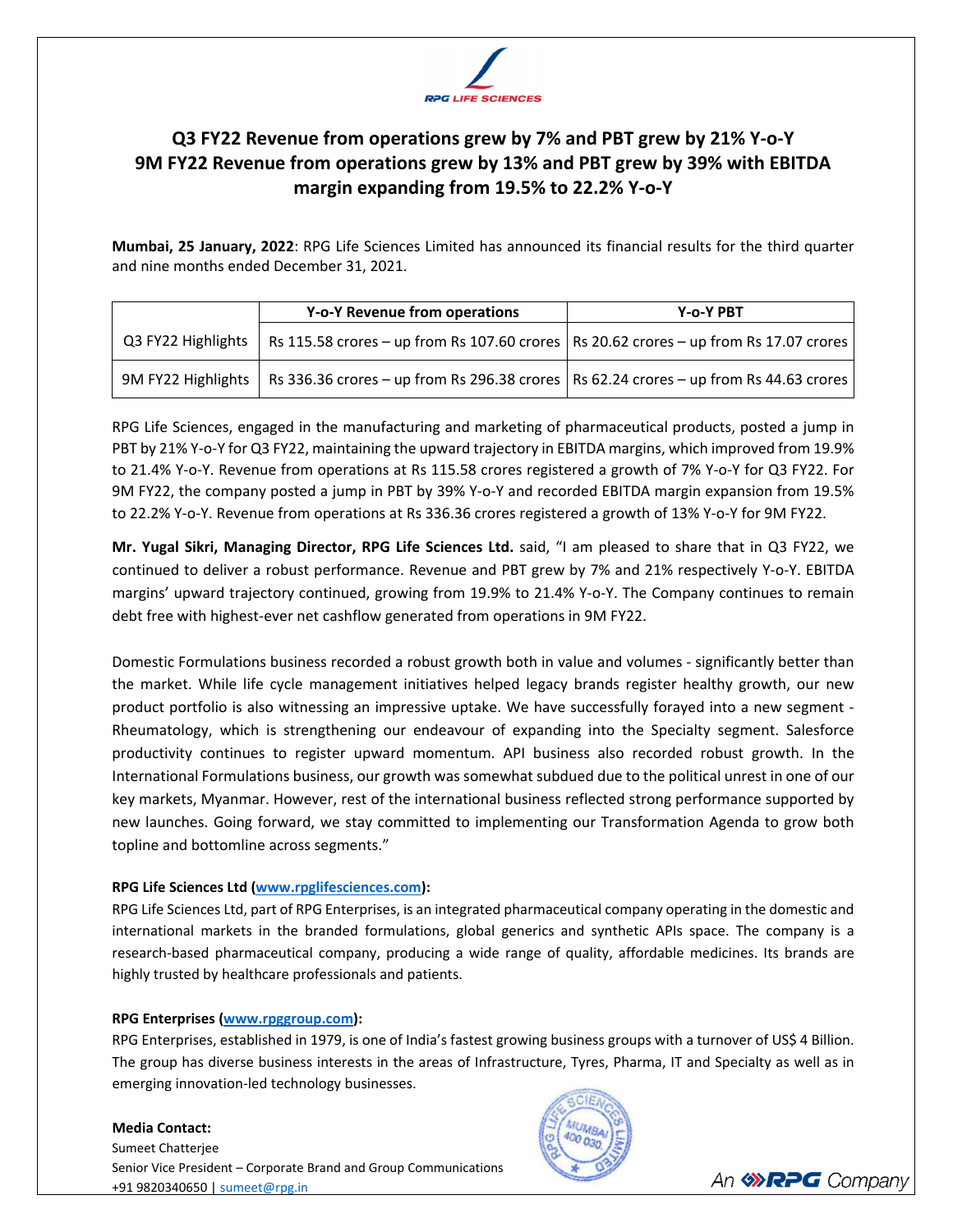# Q3 FY22 Revenue from operations grew by 7% and PBT grew by 21% Y-o-Y 9M FY22 Revenue from operations grew by 13% and PBT grew by 39% with EBITDA margin expanding from 19.5% to 22.2% Y-o-Y

**Mumbai, 25 January, 2022**: RPG Life Sciences Limited has announced its financial results for the third quarter and nine months ended December 31, 2021.

| | Y-o-Y Revenue from operations | Y-o-Y PBT |
|---|---|---|
| Q3 FY22 Highlights | Rs 115.58 crores – up from Rs 107.60 crores | Rs 20.62 crores – up from Rs 17.07 crores |
| 9M FY22 Highlights | Rs 336.36 crores – up from Rs 296.38 crores | Rs 62.24 crores – up from Rs 44.63 crores |

RPG Life Sciences, engaged in the manufacturing and marketing of pharmaceutical products, posted a jump in PBT by 21% Y-o-Y for Q3 FY22, maintaining the upward trajectory in EBITDA margins, which improved from 19.9% to 21.4% Y-o-Y. Revenue from operations at Rs 115.58 crores registered a growth of 7% Y-o-Y for Q3 FY22. For 9M FY22, the company posted a jump in PBT by 39% Y-o-Y and recorded EBITDA margin expansion from 19.5% to 22.2% Y-o-Y. Revenue from operations at Rs 336.36 crores registered a growth of 13% Y-o-Y for 9M FY22.

**Mr. Yugal Sikri, Managing Director, RPG Life Sciences Ltd.** said, "I am pleased to share that in Q3 FY22, we continued to deliver a robust performance. Revenue and PBT grew by 7% and 21% respectively Y-o-Y. EBITDA margins' upward trajectory continued, growing from 19.9% to 21.4% Y-o-Y. The Company continues to remain debt free with highest-ever net cashflow generated from operations in 9M FY22.

Domestic Formulations business recorded a robust growth both in value and volumes - significantly better than the market. While life cycle management initiatives helped legacy brands register healthy growth, our new product portfolio is also witnessing an impressive uptake. We have successfully forayed into a new segment - Rheumatology, which is strengthening our endeavour of expanding into the Specialty segment. Salesforce productivity continues to register upward momentum. API business also recorded robust growth. In the International Formulations business, our growth was somewhat subdued due to the political unrest in one of our key markets, Myanmar. However, rest of the international business reflected strong performance supported by new launches. Going forward, we stay committed to implementing our Transformation Agenda to grow both topline and bottomline across segments."

**RPG Life Sciences Ltd (www.rpglifesciences.com):**

RPG Life Sciences Ltd, part of RPG Enterprises, is an integrated pharmaceutical company operating in the domestic and international markets in the branded formulations, global generics and synthetic APIs space. The company is a research-based pharmaceutical company, producing a wide range of quality, affordable medicines. Its brands are highly trusted by healthcare professionals and patients.

**RPG Enterprises (www.rpggroup.com):**

RPG Enterprises, established in 1979, is one of India's fastest growing business groups with a turnover of US$ 4 Billion. The group has diverse business interests in the areas of Infrastructure, Tyres, Pharma, IT and Specialty as well as in emerging innovation-led technology businesses.

**Media Contact:**
Sumeet Chatterjee
Senior Vice President – Corporate Brand and Group Communications
+91 9820340650 | sumeet@rpg.in

An RPG Company